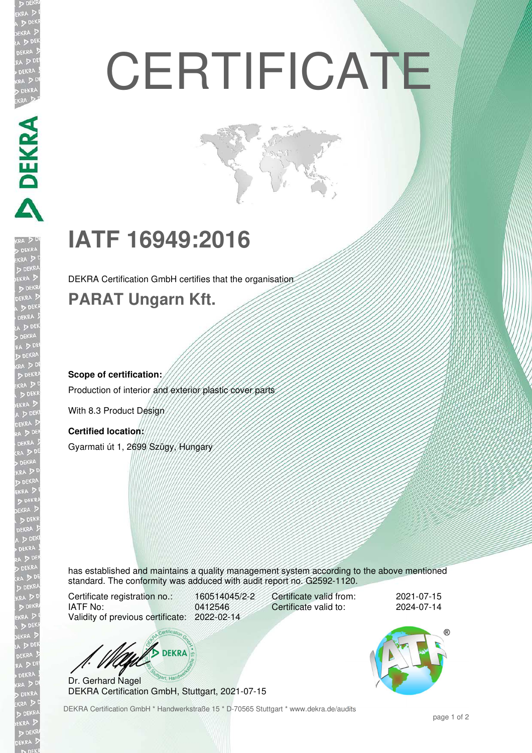# CERTIFICATE

## IATF 16949:2016

DEKRA Certification GmbH certifies that the organisation

## PARAT Ungarn Kft.

**Scope of certification:**

Production of interior and exterior plastic cover parts

With 8.3 Product Design

**Certified location:**

Gyarmati út 1, 2699 Szügy, Hungary

has established and maintains a quality management system according to the above mentioned standard. The conformity was adduced with audit report no. G2592-1120.

| | | | |
|---|---|---|---|
| Certificate registration no.: | 160514045/2-2 | Certificate valid from: | 2021-07-15 |
| IATF No: | 0412546 | Certificate valid to: | 2024-07-14 |
| Validity of previous certificate: | 2022-02-14 | | |

Dr. Gerhard Nagel
DEKRA Certification GmbH, Stuttgart, 2021-07-15

DEKRA Certification GmbH * Handwerkstraße 15 * D-70565 Stuttgart * www.dekra.de/audits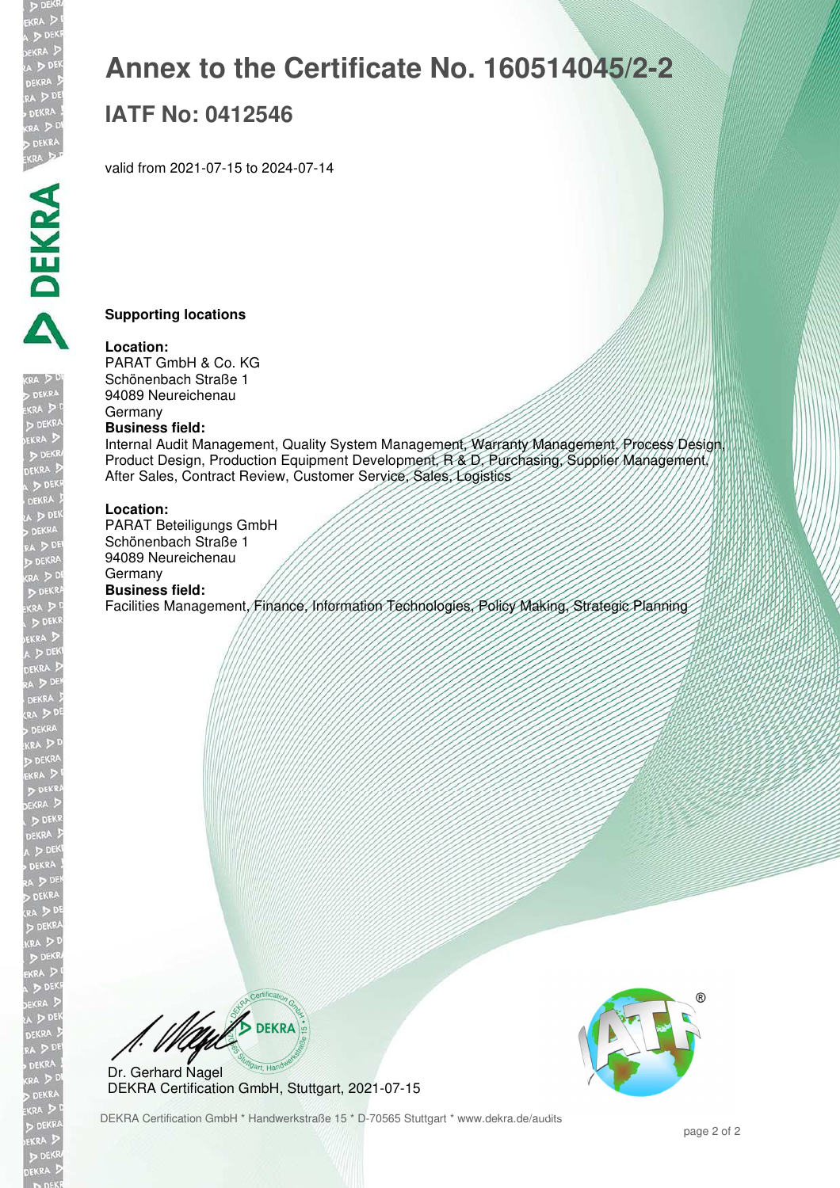# Annex to the Certificate No. 160514045/2-2

## IATF No: 0412546

valid from 2021-07-15 to 2024-07-14

**Supporting locations**

**Location:**
PARAT GmbH & Co. KG
Schönenbach Straße 1
94089 Neureichenau
Germany
**Business field:**
Internal Audit Management, Quality System Management, Warranty Management, Process Design, Product Design, Production Equipment Development, R & D, Purchasing, Supplier Management, After Sales, Contract Review, Customer Service, Sales, Logistics

**Location:**
PARAT Beteiligungs GmbH
Schönenbach Straße 1
94089 Neureichenau
Germany
**Business field:**
Facilities Management, Finance, Information Technologies, Policy Making, Strategic Planning

Dr. Gerhard Nagel
DEKRA Certification GmbH, Stuttgart, 2021-07-15

DEKRA Certification GmbH * Handwerkstraße 15 * D-70565 Stuttgart * www.dekra.de/audits